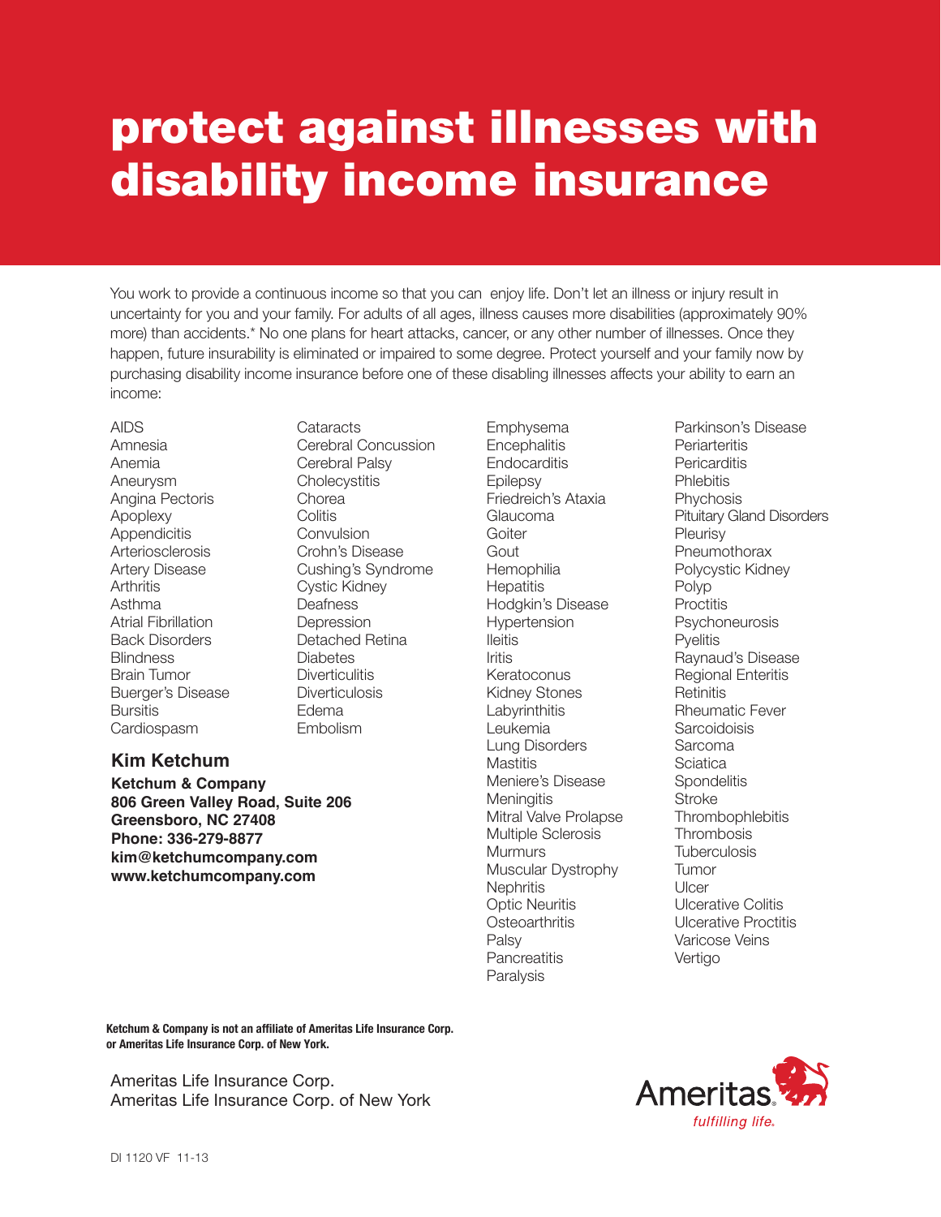# protect against illnesses with disability income insurance

You work to provide a continuous income so that you can enjoy life. Don't let an illness or injury result in uncertainty for you and your family. For adults of all ages, illness causes more disabilities (approximately 90% more) than accidents.* No one plans for heart attacks, cancer, or any other number of illnesses. Once they happen, future insurability is eliminated or impaired to some degree. Protect yourself and your family now by purchasing disability income insurance before one of these disabling illnesses affects your ability to earn an income:

AIDS
Amnesia
Anemia
Aneurysm
Angina Pectoris
Apoplexy
Appendicitis
Arteriosclerosis
Artery Disease
Arthritis
Asthma
Atrial Fibrillation
Back Disorders
Blindness
Brain Tumor
Buerger's Disease
Bursitis
Cardiospasm
Cataracts
Cerebral Concussion
Cerebral Palsy
Cholecystitis
Chorea
Colitis
Convulsion
Crohn's Disease
Cushing's Syndrome
Cystic Kidney
Deafness
Depression
Detached Retina
Diabetes
Diverticulitis
Diverticulosis
Edema
Embolism
Emphysema
Encephalitis
Endocarditis
Epilepsy
Friedreich's Ataxia
Glaucoma
Goiter
Gout
Hemophilia
Hepatitis
Hodgkin's Disease
Hypertension
Ileitis
Iritis
Keratoconus
Kidney Stones
Labyrinthitis
Leukemia
Lung Disorders
Mastitis
Meniere's Disease
Meningitis
Mitral Valve Prolapse
Multiple Sclerosis
Murmurs
Muscular Dystrophy
Nephritis
Optic Neuritis
Osteoarthritis
Palsy
Pancreatitis
Paralysis
Parkinson's Disease
Periarteritis
Pericarditis
Phlebitis
Phychosis
Pituitary Gland Disorders
Pleurisy
Pneumothorax
Polycystic Kidney
Polyp
Proctitis
Psychoneurosis
Pyelitis
Raynaud's Disease
Regional Enteritis
Retinitis
Rheumatic Fever
Sarcoidoisis
Sarcoma
Sciatica
Spondelitis
Stroke
Thrombophlebitis
Thrombosis
Tuberculosis
Tumor
Ulcer
Ulcerative Colitis
Ulcerative Proctitis
Varicose Veins
Vertigo

## Kim Ketchum

**Ketchum & Company**
**806 Green Valley Road, Suite 206**
**Greensboro, NC 27408**
**Phone: 336-279-8877**
**kim@ketchumcompany.com**
**www.ketchumcompany.com**

**Ketchum & Company is not an affiliate of Ameritas Life Insurance Corp. or Ameritas Life Insurance Corp. of New York.**

Ameritas Life Insurance Corp.
Ameritas Life Insurance Corp. of New York

Ameritas *fulfilling life.*

DI 1120 VF 11-13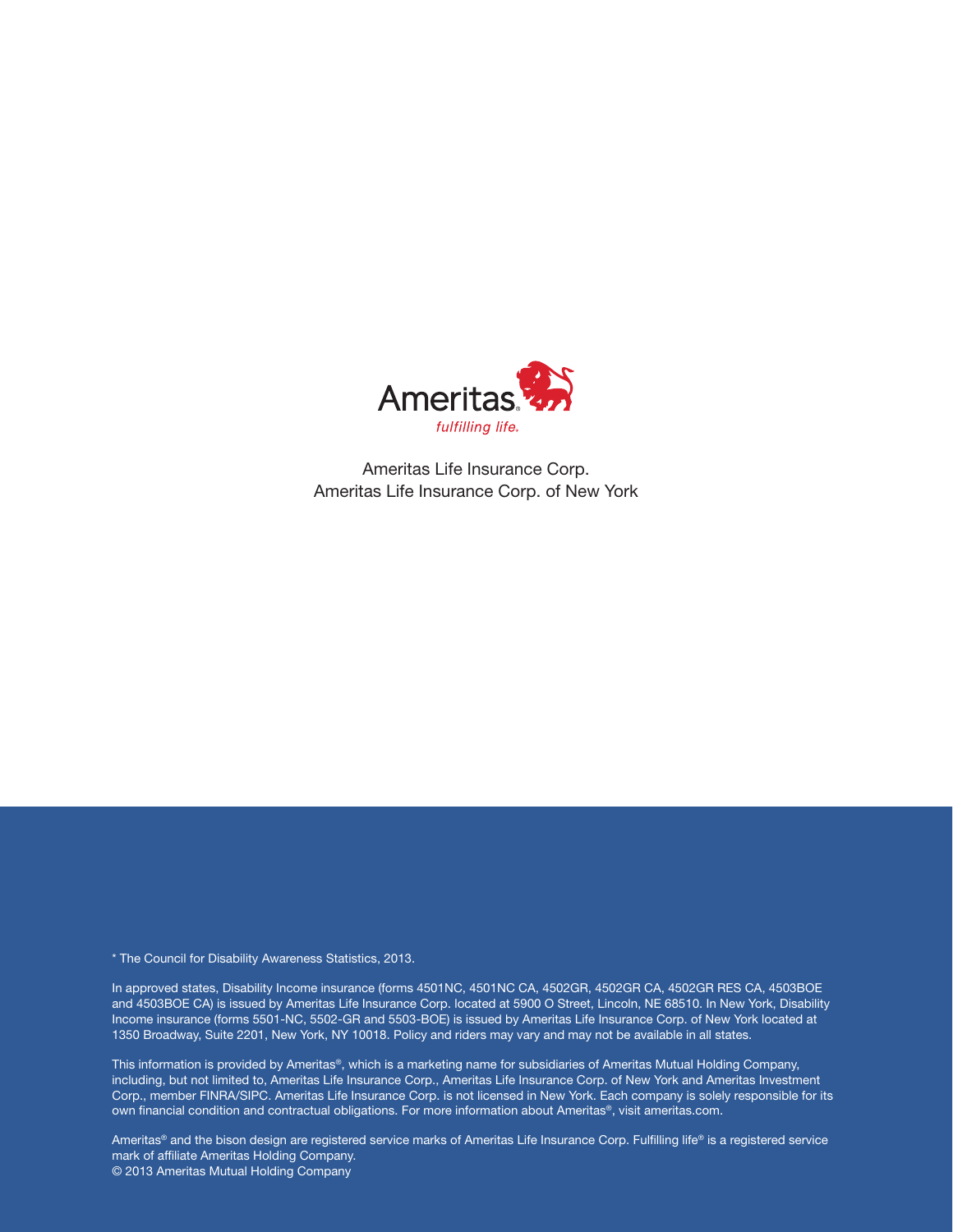Ameritas® fulfilling life®

Ameritas Life Insurance Corp.
Ameritas Life Insurance Corp. of New York

* The Council for Disability Awareness Statistics, 2013.

In approved states, Disability Income insurance (forms 4501NC, 4501NC CA, 4502GR, 4502GR CA, 4502GR RES CA, 4503BOE and 4503BOE CA) is issued by Ameritas Life Insurance Corp. located at 5900 O Street, Lincoln, NE 68510. In New York, Disability Income insurance (forms 5501-NC, 5502-GR and 5503-BOE) is issued by Ameritas Life Insurance Corp. of New York located at 1350 Broadway, Suite 2201, New York, NY 10018. Policy and riders may vary and may not be available in all states.

This information is provided by Ameritas®, which is a marketing name for subsidiaries of Ameritas Mutual Holding Company, including, but not limited to, Ameritas Life Insurance Corp., Ameritas Life Insurance Corp. of New York and Ameritas Investment Corp., member FINRA/SIPC. Ameritas Life Insurance Corp. is not licensed in New York. Each company is solely responsible for its own financial condition and contractual obligations. For more information about Ameritas®, visit ameritas.com.

Ameritas® and the bison design are registered service marks of Ameritas Life Insurance Corp. Fulfilling life® is a registered service mark of affiliate Ameritas Holding Company.
© 2013 Ameritas Mutual Holding Company